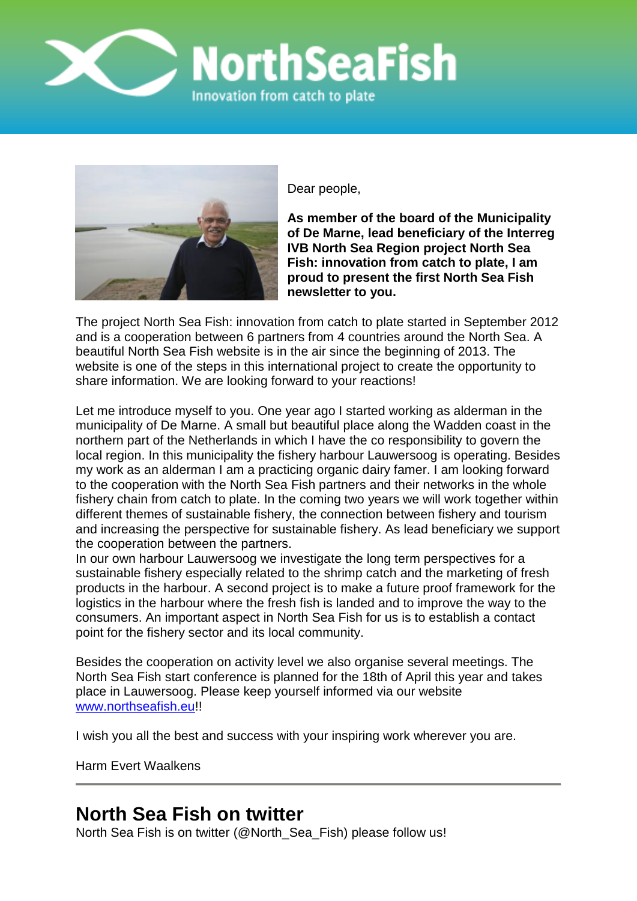# NorthSeaFish

Innovation from catch to plate

Dear people,

**As member of the board of the Municipality of De Marne, lead beneficiary of the Interreg IVB North Sea Region project North Sea Fish: innovation from catch to plate, I am proud to present the first North Sea Fish newsletter to you.**

The project North Sea Fish: innovation from catch to plate started in September 2012 and is a cooperation between 6 partners from 4 countries around the North Sea. A beautiful North Sea Fish website is in the air since the beginning of 2013. The website is one of the steps in this international project to create the opportunity to share information. We are looking forward to your reactions!

Let me introduce myself to you. One year ago I started working as alderman in the municipality of De Marne. A small but beautiful place along the Wadden coast in the northern part of the Netherlands in which I have the co responsibility to govern the local region. In this municipality the fishery harbour Lauwersoog is operating. Besides my work as an alderman I am a practicing organic dairy famer. I am looking forward to the cooperation with the North Sea Fish partners and their networks in the whole fishery chain from catch to plate. In the coming two years we will work together within different themes of sustainable fishery, the connection between fishery and tourism and increasing the perspective for sustainable fishery. As lead beneficiary we support the cooperation between the partners.
In our own harbour Lauwersoog we investigate the long term perspectives for a sustainable fishery especially related to the shrimp catch and the marketing of fresh products in the harbour. A second project is to make a future proof framework for the logistics in the harbour where the fresh fish is landed and to improve the way to the consumers. An important aspect in North Sea Fish for us is to establish a contact point for the fishery sector and its local community.

Besides the cooperation on activity level we also organise several meetings. The North Sea Fish start conference is planned for the 18th of April this year and takes place in Lauwersoog. Please keep yourself informed via our website [www.northseafish.eu](http://www.northseafish.eu)!!

I wish you all the best and success with your inspiring work wherever you are.

Harm Evert Waalkens

---

## North Sea Fish on twitter

North Sea Fish is on twitter (@North_Sea_Fish) please follow us!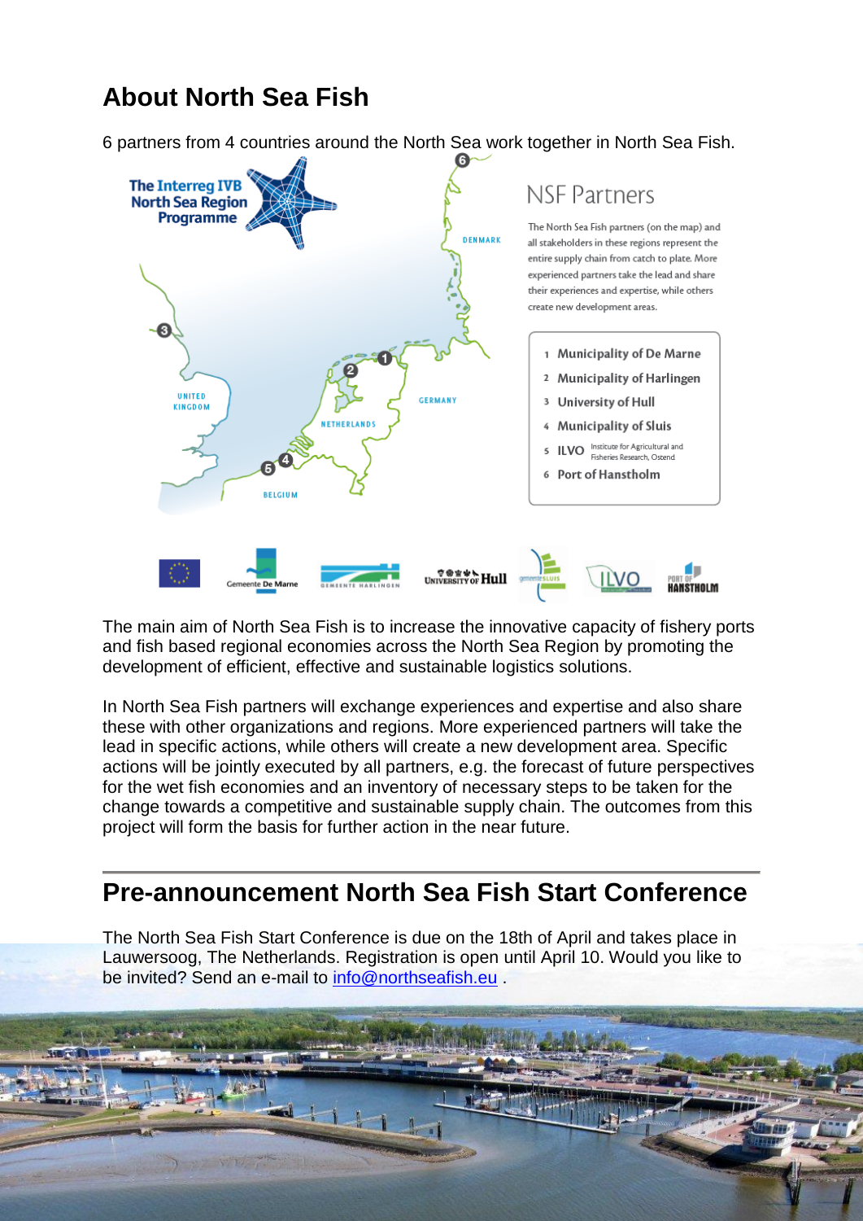## About North Sea Fish

6 partners from 4 countries around the North Sea work together in North Sea Fish.

The Interreg IVB North Sea Region Programme

DENMARK

UNITED KINGDOM

GERMANY

NETHERLANDS

BELGIUM

### NSF Partners

The North Sea Fish partners (on the map) and all stakeholders in these regions represent the entire supply chain from catch to plate. More experienced partners take the lead and share their experiences and expertise, while others create new development areas.

1. Municipality of De Marne
2. Municipality of Harlingen
3. University of Hull
4. Municipality of Sluis
5. ILVO Institute for Agricultural and Fisheries Research, Ostend
6. Port of Hanstholm

The main aim of North Sea Fish is to increase the innovative capacity of fishery ports and fish based regional economies across the North Sea Region by promoting the development of efficient, effective and sustainable logistics solutions.

In North Sea Fish partners will exchange experiences and expertise and also share these with other organizations and regions. More experienced partners will take the lead in specific actions, while others will create a new development area. Specific actions will be jointly executed by all partners, e.g. the forecast of future perspectives for the wet fish economies and an inventory of necessary steps to be taken for the change towards a competitive and sustainable supply chain. The outcomes from this project will form the basis for further action in the near future.

---

## Pre-announcement North Sea Fish Start Conference

The North Sea Fish Start Conference is due on the 18th of April and takes place in Lauwersoog, The Netherlands. Registration is open until April 10. Would you like to be invited? Send an e-mail to [info@northseafish.eu](mailto:info@northseafish.eu) .